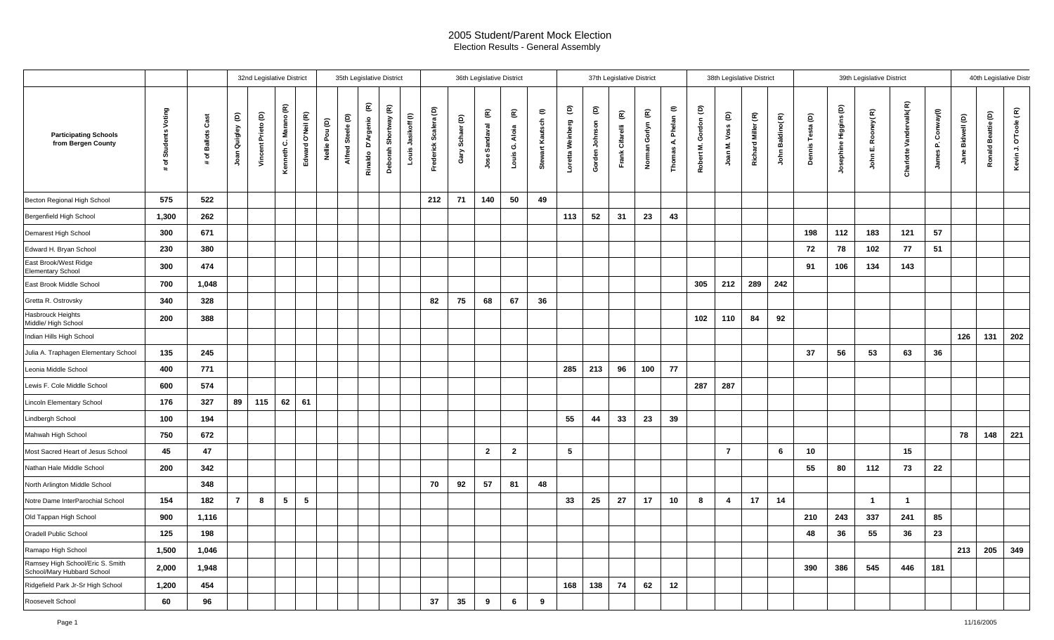# 2005 Student/Parent Mock Election

Election Results - General Assembly

| Participating Schools from Bergen County | # of Students Voting | # of Ballots Cast | 32nd Legislative District | | | | 35th Legislative District | | | | | 36th Legislative District | | | | | 37th Legislative District | | | | | 38th Legislative District | | | | 39th Legislative District | | | | | 40th Legislative Distr | | |
|---|---|---|---|---|---|---|---|---|---|---|---|---|---|---|---|---|---|---|---|---|---|---|---|---|---|---|---|---|---|---|---|---|---|
| | | | Joan Quigley (D) | Vincent Prieto (D) | Kenneth C. Marano (R) | Edward O'Neil (R) | Nellie Pou (D) | Alfred Steele (D) | Rinaldo D'Argenio (R) | Deborah Shortway (R) | Louis Jasikoff (I) | Frederick Scalera (D) | Gary Schaer (D) | Jose Sandaval (R) | Louis G. Aloia (R) | Stewart Kautsch (I) | Loretta Weinberg (D) | Gorden Johnson (D) | Frank Cifarelli (R) | Norman Gorlyn (R) | Thomas A. Phelan (I) | Robert M. Gordon (D) | Joan M. Voss (D) | Richard Miller (R) | John Baldino (R) | Dennis Testa (D) | Josephine Higgins (D) | John E. Rooney (R) | Charlotte Vandervalk (R) | James P. Conway (I) | Jane Bidwell (D) | Ronald Beattie (D) | Kevin J. O'Toole (R) |
| Becton Regional High School | 575 | 522 | | | | | | | | | | 212 | 71 | 140 | 50 | 49 | | | | | | | | | | | | | | | | | |
| Bergenfield High School | 1,300 | 262 | | | | | | | | | | | | | | | 113 | 52 | 31 | 23 | 43 | | | | | | | | | | | | |
| Demarest High School | 300 | 671 | | | | | | | | | | | | | | | | | | | | | | | | 198 | 112 | 183 | 121 | 57 | | | |
| Edward H. Bryan School | 230 | 380 | | | | | | | | | | | | | | | | | | | | | | | | 72 | 78 | 102 | 77 | 51 | | | |
| East Brook/West Ridge Elementary School | 300 | 474 | | | | | | | | | | | | | | | | | | | | | | | | 91 | 106 | 134 | 143 | | | | |
| East Brook Middle School | 700 | 1,048 | | | | | | | | | | | | | | | | | | | | 305 | 212 | 289 | 242 | | | | | | | | |
| Gretta R. Ostrovsky | 340 | 328 | | | | | | | | | | 82 | 75 | 68 | 67 | 36 | | | | | | | | | | | | | | | | | |
| Hasbrouck Heights Middle/ High School | 200 | 388 | | | | | | | | | | | | | | | | | | | | 102 | 110 | 84 | 92 | | | | | | | | |
| Indian Hills High School | | | | | | | | | | | | | | | | | | | | | | | | | | | | | | | 126 | 131 | 202 |
| Julia A. Traphagen Elementary School | 135 | 245 | | | | | | | | | | | | | | | | | | | | | | | | 37 | 56 | 53 | 63 | 36 | | | |
| Leonia Middle School | 400 | 771 | | | | | | | | | | | | | | | 285 | 213 | 96 | 100 | 77 | | | | | | | | | | | | |
| Lewis F. Cole Middle School | 600 | 574 | | | | | | | | | | | | | | | | | | | | 287 | 287 | | | | | | | | | | |
| Lincoln Elementary School | 176 | 327 | 89 | 115 | 62 | 61 | | | | | | | | | | | | | | | | | | | | | | | | | | | |
| Lindbergh School | 100 | 194 | | | | | | | | | | | | | | | 55 | 44 | 33 | 23 | 39 | | | | | | | | | | | | |
| Mahwah High School | 750 | 672 | | | | | | | | | | | | | | | | | | | | | | | | | | | | | 78 | 148 | 221 |
| Most Sacred Heart of Jesus School | 45 | 47 | | | | | | | | | | | | 2 | 2 | | 5 | | | | | | 7 | | 6 | 10 | | | 15 | | | | |
| Nathan Hale Middle School | 200 | 342 | | | | | | | | | | | | | | | | | | | | | | | | 55 | 80 | 112 | 73 | 22 | | | |
| North Arlington Middle School | | 348 | | | | | | | | | | 70 | 92 | 57 | 81 | 48 | | | | | | | | | | | | | | | | | |
| Notre Dame InterParochial School | 154 | 182 | 7 | 8 | 5 | 5 | | | | | | | | | | | 33 | 25 | 27 | 17 | 10 | 8 | 4 | 17 | 14 | | | 1 | 1 | | | | |
| Old Tappan High School | 900 | 1,116 | | | | | | | | | | | | | | | | | | | | | | | | 210 | 243 | 337 | 241 | 85 | | | |
| Oradell Public School | 125 | 198 | | | | | | | | | | | | | | | | | | | | | | | | 48 | 36 | 55 | 36 | 23 | | | |
| Ramapo High School | 1,500 | 1,046 | | | | | | | | | | | | | | | | | | | | | | | | | | | | | 213 | 205 | 349 |
| Ramsey High School/Eric S. Smith School/Mary Hubbard School | 2,000 | 1,948 | | | | | | | | | | | | | | | | | | | | | | | | 390 | 386 | 545 | 446 | 181 | | | |
| Ridgefield Park Jr-Sr High School | 1,200 | 454 | | | | | | | | | | | | | | | 168 | 138 | 74 | 62 | 12 | | | | | | | | | | | | |
| Roosevelt School | 60 | 96 | | | | | | | | | | 37 | 35 | 9 | 6 | 9 | | | | | | | | | | | | | | | | | |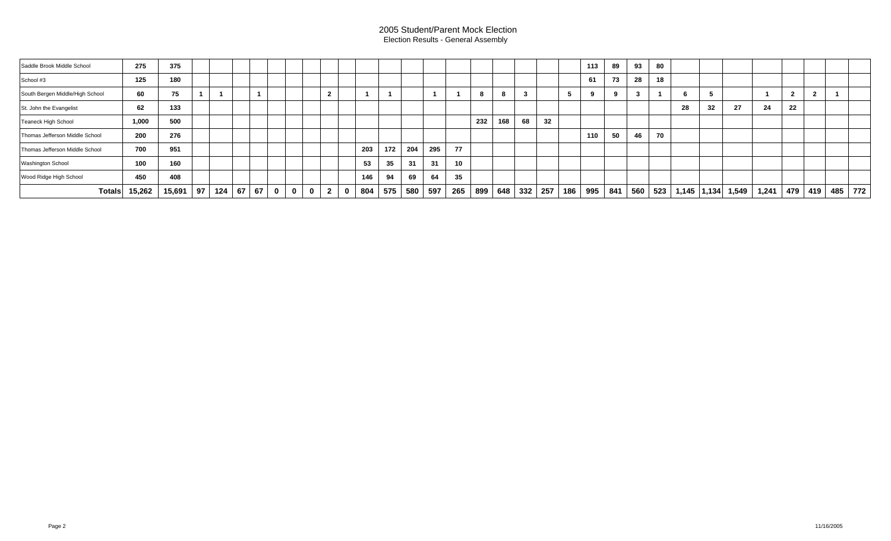# 2005 Student/Parent Mock Election

## Election Results - General Assembly

| | | | | | | | | | | | | | | | | | | | | | | | | | | | | | | | | | |
|---|---|---|---|---|---|---|---|---|---|---|---|---|---|---|---|---|---|---|---|---|---|---|---|---|---|---|---|---|---|---|---|---|---|
| Saddle Brook Middle School | 275 | 375 | | | | | | | | | | | | | | | | | | | | 113 | 89 | 93 | 80 | | | | | | | | |
| School #3 | 125 | 180 | | | | | | | | | | | | | | | | | | | | 61 | 73 | 28 | 18 | | | | | | | | |
| South Bergen Middle/High School | 60 | 75 | 1 | 1 | | 1 | | | | 2 | | 1 | 1 | | 1 | 1 | 8 | 8 | 3 | | 5 | 9 | 9 | 3 | 1 | 6 | 5 | | 1 | 2 | 2 | 1 | |
| St. John the Evangelist | 62 | 133 | | | | | | | | | | | | | | | | | | | | | | | | 28 | 32 | 27 | 24 | 22 | | | |
| Teaneck High School | 1,000 | 500 | | | | | | | | | | | | | | | 232 | 168 | 68 | 32 | | | | | | | | | | | | | |
| Thomas Jefferson Middle School | 200 | 276 | | | | | | | | | | | | | | | | | | | | 110 | 50 | 46 | 70 | | | | | | | | |
| Thomas Jefferson Middle School | 700 | 951 | | | | | | | | | | 203 | 172 | 204 | 295 | 77 | | | | | | | | | | | | | | | | | |
| Washington School | 100 | 160 | | | | | | | | | | 53 | 35 | 31 | 31 | 10 | | | | | | | | | | | | | | | | | |
| Wood Ridge High School | 450 | 408 | | | | | | | | | | 146 | 94 | 69 | 64 | 35 | | | | | | | | | | | | | | | | | |
| **Totals** | **15,262** | **15,691** | **97** | **124** | **67** | **67** | **0** | **0** | **0** | **2** | **0** | **804** | **575** | **580** | **597** | **265** | **899** | **648** | **332** | **257** | **186** | **995** | **841** | **560** | **523** | **1,145** | **1,134** | **1,549** | **1,241** | **479** | **419** | **485** | **772** |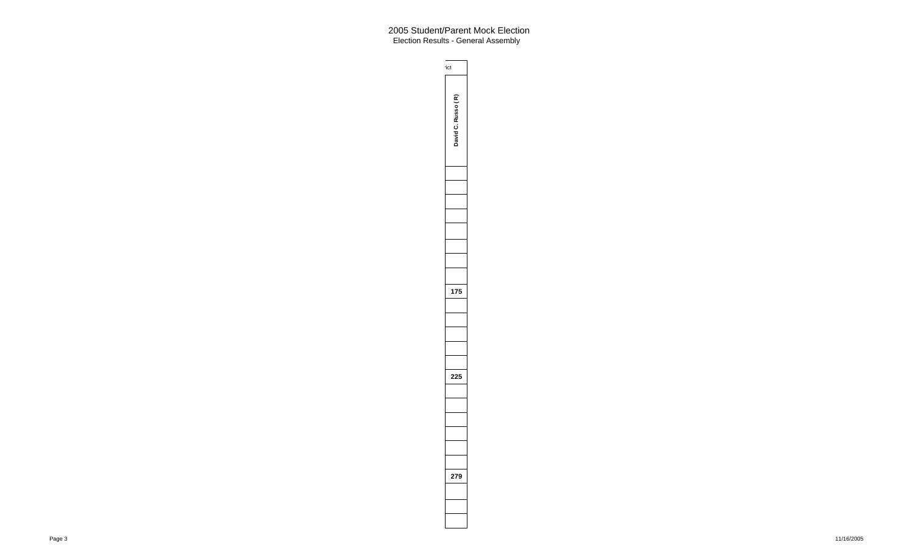# 2005 Student/Parent Mock Election

## Election Results - General Assembly

| rict |
|---|
| **David C. Russo (R)** |
| |
| |
| |
| |
| |
| |
| |
| |
| **175** |
| |
| |
| |
| |
| |
| **225** |
| |
| |
| |
| |
| |
| |
| **279** |
| |
| |
| |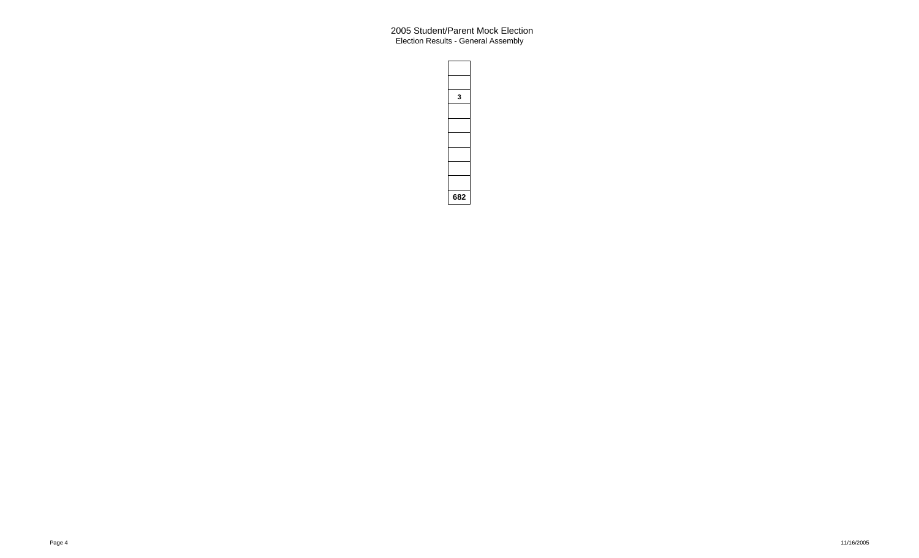2005 Student/Parent Mock Election
Election Results - General Assembly

| |
|---|
| |
| |
| **3** |
| |
| |
| |
| |
| |
| |
| **682** |